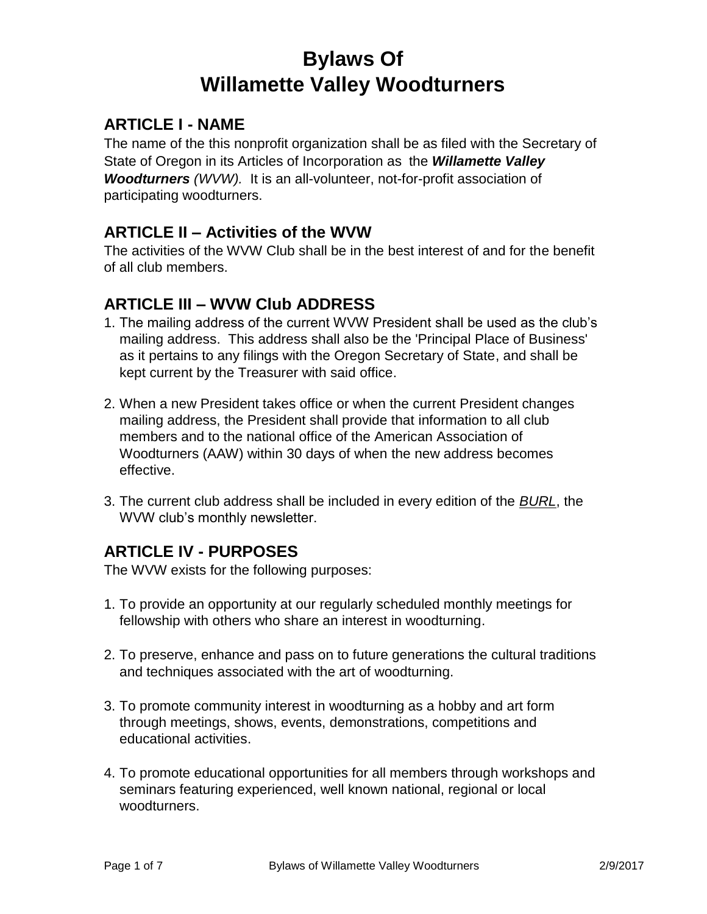# Bylaws Of Willamette Valley Woodturners

## ARTICLE I - NAME

The name of the this nonprofit organization shall be as filed with the Secretary of State of Oregon in its Articles of Incorporation as the ***Willamette Valley Woodturners*** *(WVW).* It is an all-volunteer, not-for-profit association of participating woodturners.

## ARTICLE II – Activities of the WVW

The activities of the WVW Club shall be in the best interest of and for the benefit of all club members.

## ARTICLE III – WVW Club ADDRESS

1. The mailing address of the current WVW President shall be used as the club's mailing address. This address shall also be the 'Principal Place of Business' as it pertains to any filings with the Oregon Secretary of State, and shall be kept current by the Treasurer with said office.

2. When a new President takes office or when the current President changes mailing address, the President shall provide that information to all club members and to the national office of the American Association of Woodturners (AAW) within 30 days of when the new address becomes effective.

3. The current club address shall be included in every edition of the *BURL*, the WVW club's monthly newsletter.

## ARTICLE IV - PURPOSES

The WVW exists for the following purposes:

1. To provide an opportunity at our regularly scheduled monthly meetings for fellowship with others who share an interest in woodturning.

2. To preserve, enhance and pass on to future generations the cultural traditions and techniques associated with the art of woodturning.

3. To promote community interest in woodturning as a hobby and art form through meetings, shows, events, demonstrations, competitions and educational activities.

4. To promote educational opportunities for all members through workshops and seminars featuring experienced, well known national, regional or local woodturners.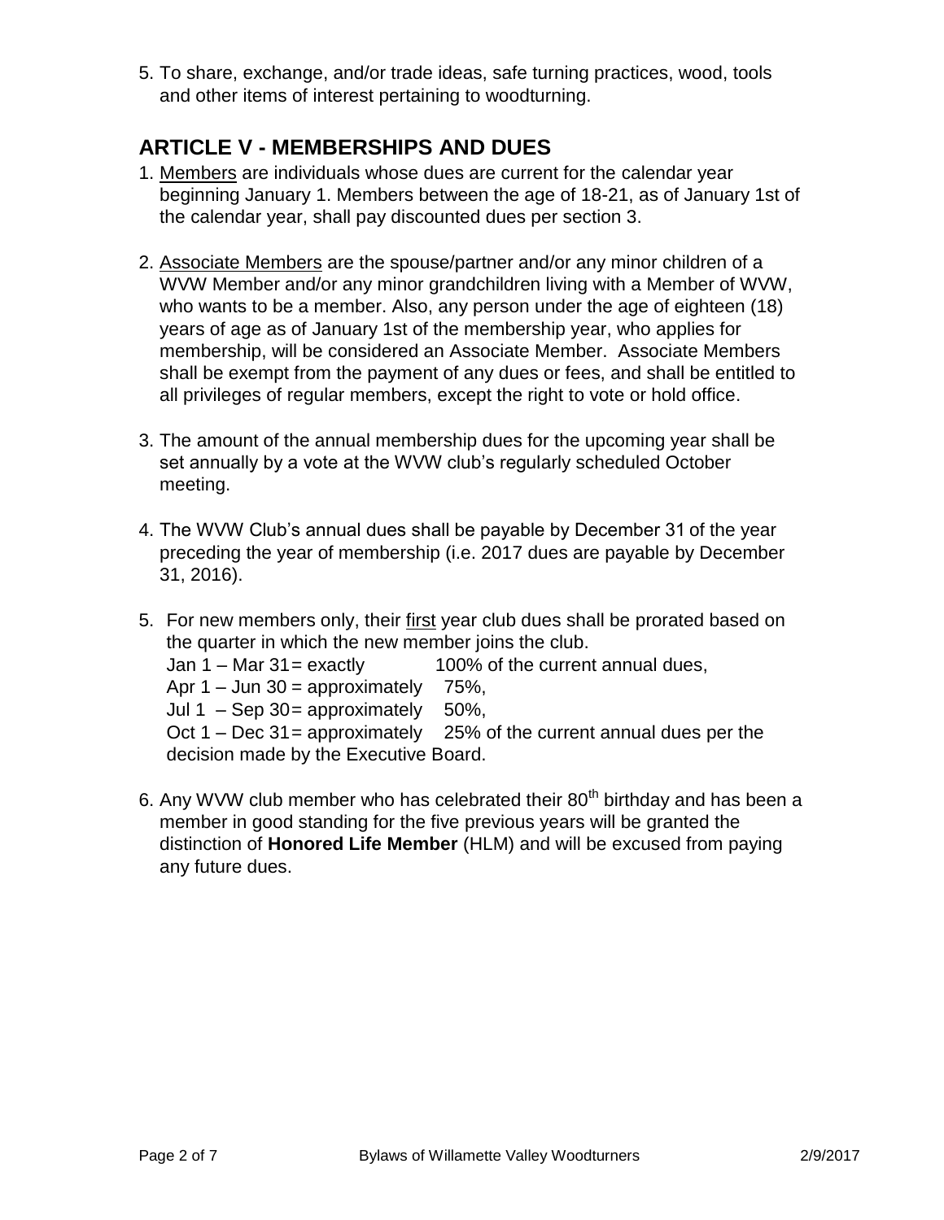5. To share, exchange, and/or trade ideas, safe turning practices, wood, tools and other items of interest pertaining to woodturning.

## ARTICLE V - MEMBERSHIPS AND DUES

1. Members are individuals whose dues are current for the calendar year beginning January 1. Members between the age of 18-21, as of January 1st of the calendar year, shall pay discounted dues per section 3.

2. Associate Members are the spouse/partner and/or any minor children of a WVW Member and/or any minor grandchildren living with a Member of WVW, who wants to be a member. Also, any person under the age of eighteen (18) years of age as of January 1st of the membership year, who applies for membership, will be considered an Associate Member. Associate Members shall be exempt from the payment of any dues or fees, and shall be entitled to all privileges of regular members, except the right to vote or hold office.

3. The amount of the annual membership dues for the upcoming year shall be set annually by a vote at the WVW club's regularly scheduled October meeting.

4. The WVW Club's annual dues shall be payable by December 31 of the year preceding the year of membership (i.e. 2017 dues are payable by December 31, 2016).

5. For new members only, their first year club dues shall be prorated based on the quarter in which the new member joins the club.
   Jan 1 – Mar 31 = exactly 100% of the current annual dues,
   Apr 1 – Jun 30 = approximately 75%,
   Jul 1 – Sep 30 = approximately 50%,
   Oct 1 – Dec 31 = approximately 25% of the current annual dues per the decision made by the Executive Board.

6. Any WVW club member who has celebrated their 80th birthday and has been a member in good standing for the five previous years will be granted the distinction of **Honored Life Member** (HLM) and will be excused from paying any future dues.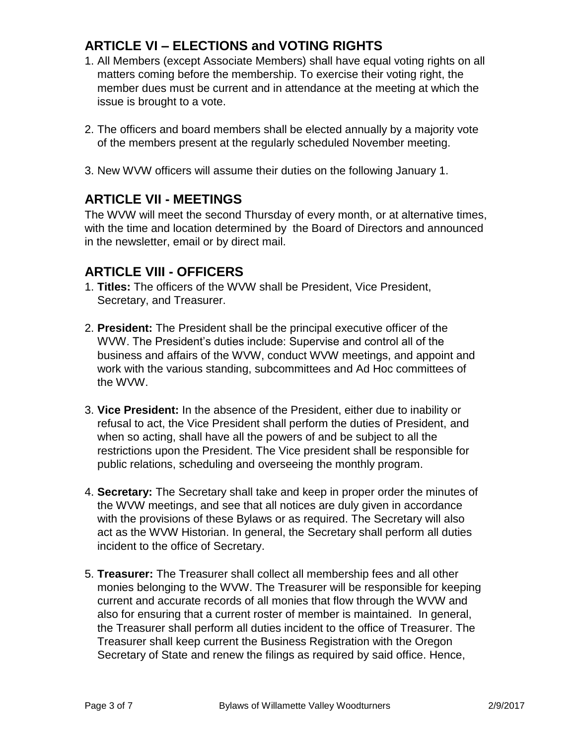## ARTICLE VI – ELECTIONS and VOTING RIGHTS

1. All Members (except Associate Members) shall have equal voting rights on all matters coming before the membership. To exercise their voting right, the member dues must be current and in attendance at the meeting at which the issue is brought to a vote.

2. The officers and board members shall be elected annually by a majority vote of the members present at the regularly scheduled November meeting.

3. New WVW officers will assume their duties on the following January 1.

## ARTICLE VII - MEETINGS

The WVW will meet the second Thursday of every month, or at alternative times, with the time and location determined by the Board of Directors and announced in the newsletter, email or by direct mail.

## ARTICLE VIII - OFFICERS

1. **Titles:** The officers of the WVW shall be President, Vice President, Secretary, and Treasurer.

2. **President:** The President shall be the principal executive officer of the WVW. The President's duties include: Supervise and control all of the business and affairs of the WVW, conduct WVW meetings, and appoint and work with the various standing, subcommittees and Ad Hoc committees of the WVW.

3. **Vice President:** In the absence of the President, either due to inability or refusal to act, the Vice President shall perform the duties of President, and when so acting, shall have all the powers of and be subject to all the restrictions upon the President. The Vice president shall be responsible for public relations, scheduling and overseeing the monthly program.

4. **Secretary:** The Secretary shall take and keep in proper order the minutes of the WVW meetings, and see that all notices are duly given in accordance with the provisions of these Bylaws or as required. The Secretary will also act as the WVW Historian. In general, the Secretary shall perform all duties incident to the office of Secretary.

5. **Treasurer:** The Treasurer shall collect all membership fees and all other monies belonging to the WVW. The Treasurer will be responsible for keeping current and accurate records of all monies that flow through the WVW and also for ensuring that a current roster of member is maintained. In general, the Treasurer shall perform all duties incident to the office of Treasurer. The Treasurer shall keep current the Business Registration with the Oregon Secretary of State and renew the filings as required by said office. Hence,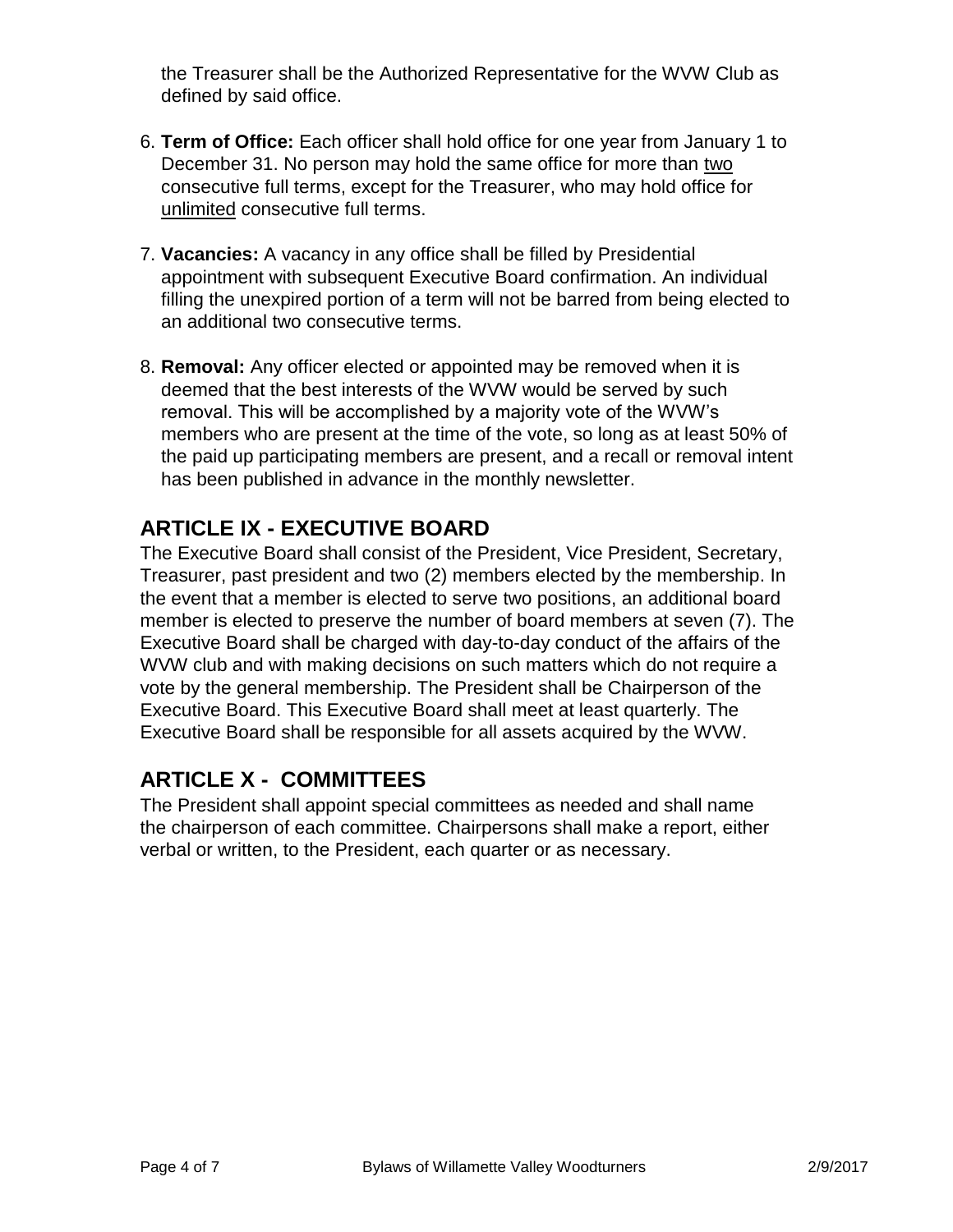the Treasurer shall be the Authorized Representative for the WVW Club as defined by said office.

6. **Term of Office:** Each officer shall hold office for one year from January 1 to December 31. No person may hold the same office for more than <u>two</u> consecutive full terms, except for the Treasurer, who may hold office for <u>unlimited</u> consecutive full terms.

7. **Vacancies:** A vacancy in any office shall be filled by Presidential appointment with subsequent Executive Board confirmation. An individual filling the unexpired portion of a term will not be barred from being elected to an additional two consecutive terms.

8. **Removal:** Any officer elected or appointed may be removed when it is deemed that the best interests of the WVW would be served by such removal. This will be accomplished by a majority vote of the WVW's members who are present at the time of the vote, so long as at least 50% of the paid up participating members are present, and a recall or removal intent has been published in advance in the monthly newsletter.

## ARTICLE IX - EXECUTIVE BOARD

The Executive Board shall consist of the President, Vice President, Secretary, Treasurer, past president and two (2) members elected by the membership. In the event that a member is elected to serve two positions, an additional board member is elected to preserve the number of board members at seven (7). The Executive Board shall be charged with day-to-day conduct of the affairs of the WVW club and with making decisions on such matters which do not require a vote by the general membership. The President shall be Chairperson of the Executive Board. This Executive Board shall meet at least quarterly. The Executive Board shall be responsible for all assets acquired by the WVW.

## ARTICLE X - COMMITTEES

The President shall appoint special committees as needed and shall name the chairperson of each committee. Chairpersons shall make a report, either verbal or written, to the President, each quarter or as necessary.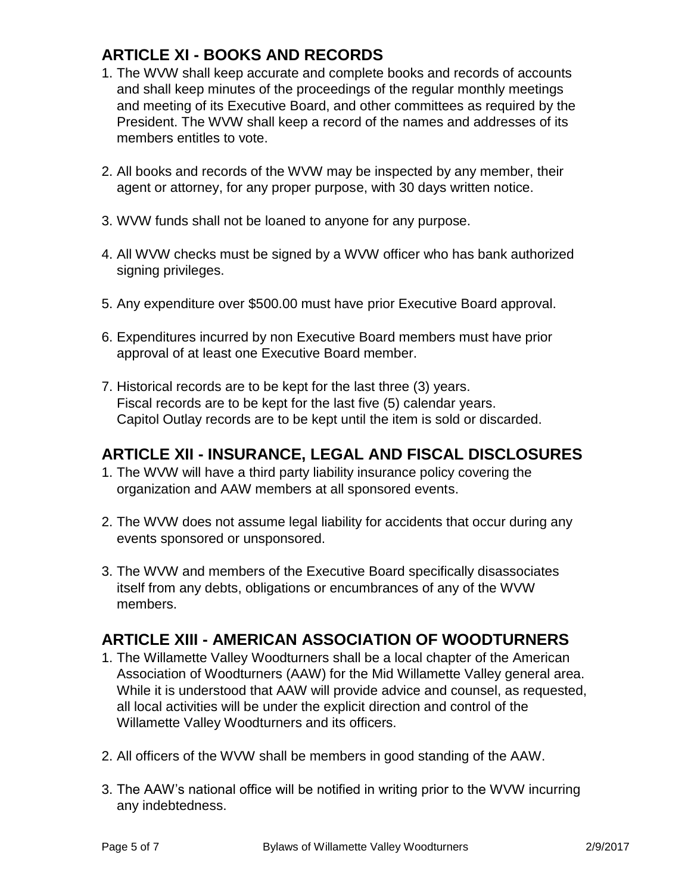## ARTICLE XI - BOOKS AND RECORDS

1. The WVW shall keep accurate and complete books and records of accounts and shall keep minutes of the proceedings of the regular monthly meetings and meeting of its Executive Board, and other committees as required by the President. The WVW shall keep a record of the names and addresses of its members entitles to vote.

2. All books and records of the WVW may be inspected by any member, their agent or attorney, for any proper purpose, with 30 days written notice.

3. WVW funds shall not be loaned to anyone for any purpose.

4. All WVW checks must be signed by a WVW officer who has bank authorized signing privileges.

5. Any expenditure over $500.00 must have prior Executive Board approval.

6. Expenditures incurred by non Executive Board members must have prior approval of at least one Executive Board member.

7. Historical records are to be kept for the last three (3) years.
   Fiscal records are to be kept for the last five (5) calendar years.
   Capitol Outlay records are to be kept until the item is sold or discarded.

## ARTICLE XII - INSURANCE, LEGAL AND FISCAL DISCLOSURES

1. The WVW will have a third party liability insurance policy covering the organization and AAW members at all sponsored events.

2. The WVW does not assume legal liability for accidents that occur during any events sponsored or unsponsored.

3. The WVW and members of the Executive Board specifically disassociates itself from any debts, obligations or encumbrances of any of the WVW members.

## ARTICLE XIII - AMERICAN ASSOCIATION OF WOODTURNERS

1. The Willamette Valley Woodturners shall be a local chapter of the American Association of Woodturners (AAW) for the Mid Willamette Valley general area. While it is understood that AAW will provide advice and counsel, as requested, all local activities will be under the explicit direction and control of the Willamette Valley Woodturners and its officers.

2. All officers of the WVW shall be members in good standing of the AAW.

3. The AAW's national office will be notified in writing prior to the WVW incurring any indebtedness.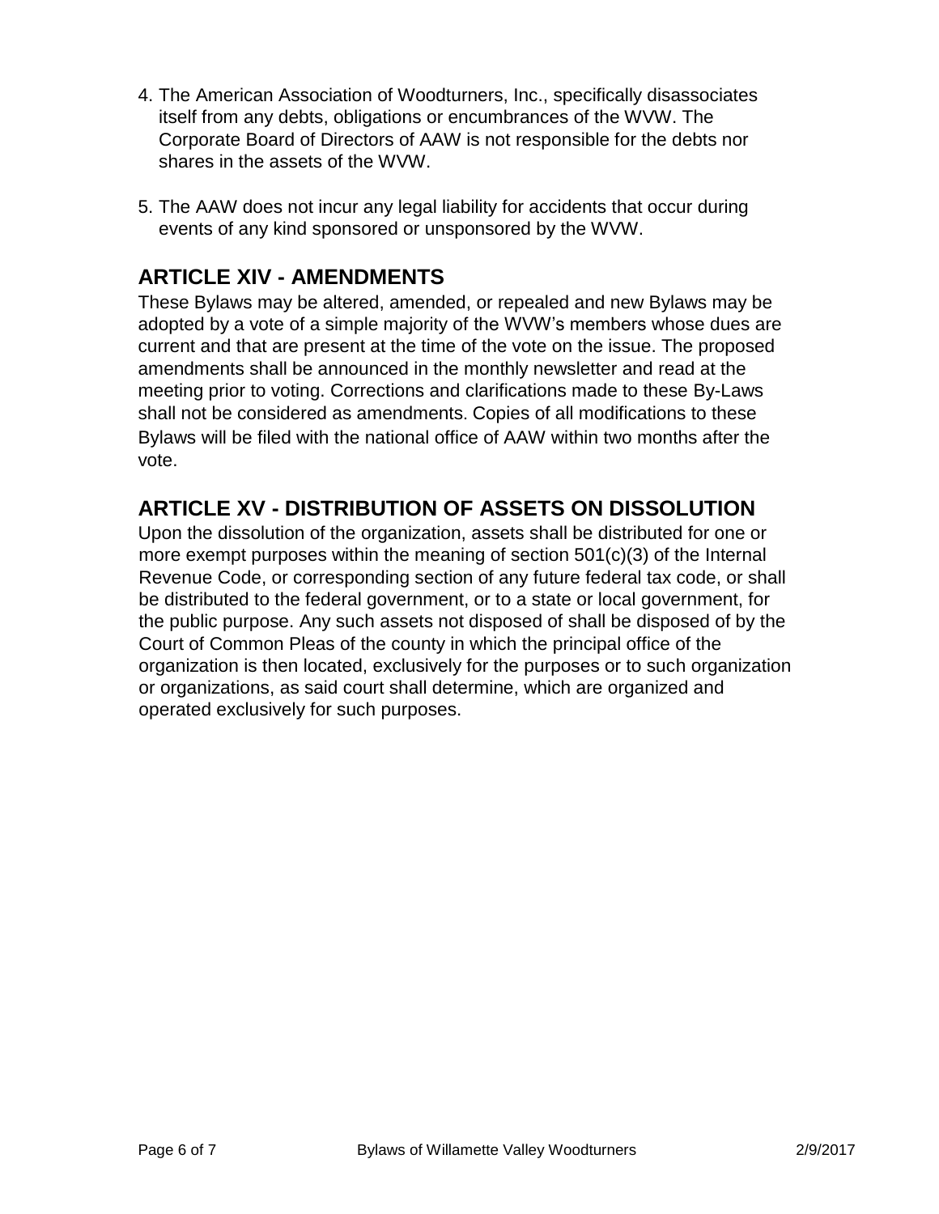4. The American Association of Woodturners, Inc., specifically disassociates itself from any debts, obligations or encumbrances of the WVW. The Corporate Board of Directors of AAW is not responsible for the debts nor shares in the assets of the WVW.

5. The AAW does not incur any legal liability for accidents that occur during events of any kind sponsored or unsponsored by the WVW.

## ARTICLE XIV - AMENDMENTS

These Bylaws may be altered, amended, or repealed and new Bylaws may be adopted by a vote of a simple majority of the WVW's members whose dues are current and that are present at the time of the vote on the issue. The proposed amendments shall be announced in the monthly newsletter and read at the meeting prior to voting. Corrections and clarifications made to these By-Laws shall not be considered as amendments. Copies of all modifications to these Bylaws will be filed with the national office of AAW within two months after the vote.

## ARTICLE XV - DISTRIBUTION OF ASSETS ON DISSOLUTION

Upon the dissolution of the organization, assets shall be distributed for one or more exempt purposes within the meaning of section 501(c)(3) of the Internal Revenue Code, or corresponding section of any future federal tax code, or shall be distributed to the federal government, or to a state or local government, for the public purpose. Any such assets not disposed of shall be disposed of by the Court of Common Pleas of the county in which the principal office of the organization is then located, exclusively for the purposes or to such organization or organizations, as said court shall determine, which are organized and operated exclusively for such purposes.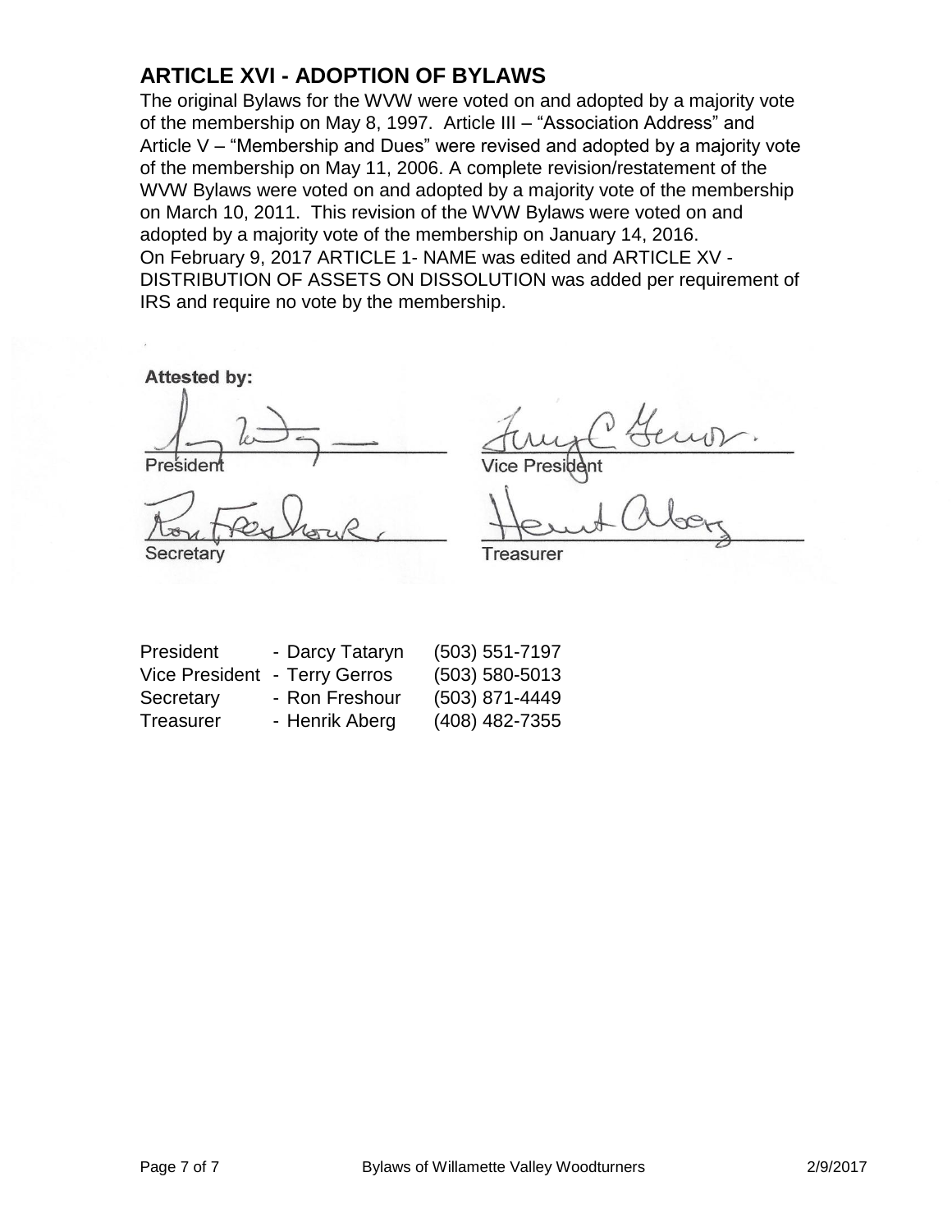## ARTICLE XVI - ADOPTION OF BYLAWS

The original Bylaws for the WVW were voted on and adopted by a majority vote of the membership on May 8, 1997. Article III – "Association Address" and Article V – "Membership and Dues" were revised and adopted by a majority vote of the membership on May 11, 2006. A complete revision/restatement of the WVW Bylaws were voted on and adopted by a majority vote of the membership on March 10, 2011. This revision of the WVW Bylaws were voted on and adopted by a majority vote of the membership on January 14, 2016. On February 9, 2017 ARTICLE 1- NAME was edited and ARTICLE XV - DISTRIBUTION OF ASSETS ON DISSOLUTION was added per requirement of IRS and require no vote by the membership.

**Attested by:**

President

Vice President

Secretary

Treasurer

| | | |
|---|---|---|
| President | - Darcy Tataryn | (503) 551-7197 |
| Vice President | - Terry Gerros | (503) 580-5013 |
| Secretary | - Ron Freshour | (503) 871-4449 |
| Treasurer | - Henrik Aberg | (408) 482-7355 |